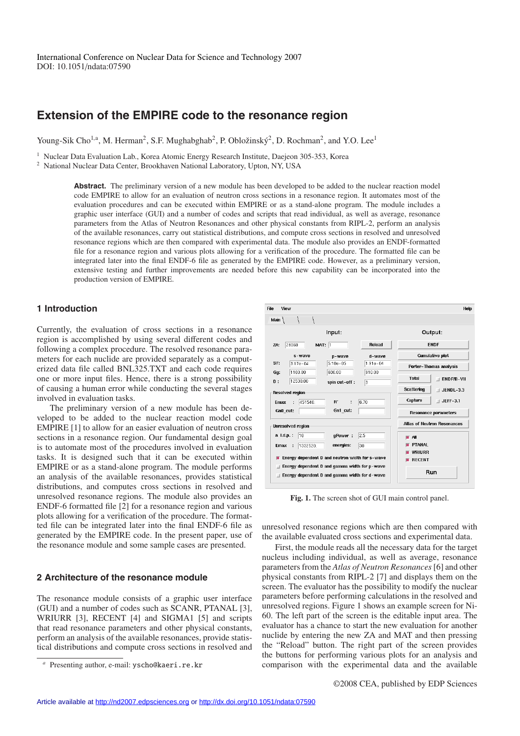International Conference on Nuclear Data for Science and Technology 2007
DOI: 10.1051/ndata:07590

# Extension of the EMPIRE code to the resonance region

Young-Sik Cho[1,a], M. Herman[2], S.F. Mughabghab[2], P. Obložinský[2], D. Rochman[2], and Y.O. Lee[1]

[1] Nuclear Data Evaluation Lab., Korea Atomic Energy Research Institute, Daejeon 305-353, Korea
[2] National Nuclear Data Center, Brookhaven National Laboratory, Upton, NY, USA

**Abstract.** The preliminary version of a new module has been developed to be added to the nuclear reaction model code EMPIRE to allow for an evaluation of neutron cross sections in a resonance region. It automates most of the evaluation procedures and can be executed within EMPIRE or as a stand-alone program. The module includes a graphic user interface (GUI) and a number of codes and scripts that read individual, as well as average, resonance parameters from the Atlas of Neutron Resonances and other physical constants from RIPL-2, perform an analysis of the available resonances, carry out statistical distributions, and compute cross sections in resolved and unresolved resonance regions which are then compared with experimental data. The module also provides an ENDF-formatted file for a resonance region and various plots allowing for a verification of the procedure. The formatted file can be integrated later into the final ENDF-6 file as generated by the EMPIRE code. However, as a preliminary version, extensive testing and further improvements are needed before this new capability can be incorporated into the production version of EMPIRE.

## 1 Introduction

Currently, the evaluation of cross sections in a resonance region is accomplished by using several different codes and following a complex procedure. The resolved resonance parameters for each nuclide are provided separately as a computerized data file called BNL325.TXT and each code requires one or more input files. Hence, there is a strong possibility of causing a human error while conducting the several stages involved in evaluation tasks.

The preliminary version of a new module has been developed to be added to the nuclear reaction model code EMPIRE [1] to allow for an easier evaluation of neutron cross sections in a resonance region. Our fundamental design goal is to automate most of the procedures involved in evaluation tasks. It is designed such that it can be executed within EMPIRE or as a stand-alone program. The module performs an analysis of the available resonances, provides statistical distributions, and computes cross sections in resolved and unresolved resonance regions. The module also provides an ENDF-6 formatted file [2] for a resonance region and various plots allowing for a verification of the procedure. The formatted file can be integrated later into the final ENDF-6 file as generated by the EMPIRE code. In the present paper, use of the resonance module and some sample cases are presented.

## 2 Architecture of the resonance module

The resonance module consists of a graphic user interface (GUI) and a number of codes such as SCANR, PTANAL [3], WRIURR [3], RECENT [4] and SIGMA1 [5] and scripts that read resonance parameters and other physical constants, perform an analysis of the available resonances, provide statistical distributions and compute cross sections in resolved and unresolved resonance regions which are then compared with the available evaluated cross sections and experimental data.

**Fig. 1.** The screen shot of GUI main control panel.

First, the module reads all the necessary data for the target nucleus including individual, as well as average, resonance parameters from the *Atlas of Neutron Resonances* [6] and other physical constants from RIPL-2 [7] and displays them on the screen. The evaluator has the possibility to modify the nuclear parameters before performing calculations in the resolved and unresolved regions. Figure 1 shows an example screen for Ni-60. The left part of the screen is the editable input area. The evaluator has a chance to start the new evaluation for another nuclide by entering the new ZA and MAT and then pressing the "Reload" button. The right part of the screen provides the buttons for performing various plots for an analysis and comparison with the experimental data and the available

[a] Presenting author, e-mail: yscho@kaeri.re.kr

©2008 CEA, published by EDP Sciences

Article available at http://nd2007.edpsciences.org or http://dx.doi.org/10.1051/ndata:07590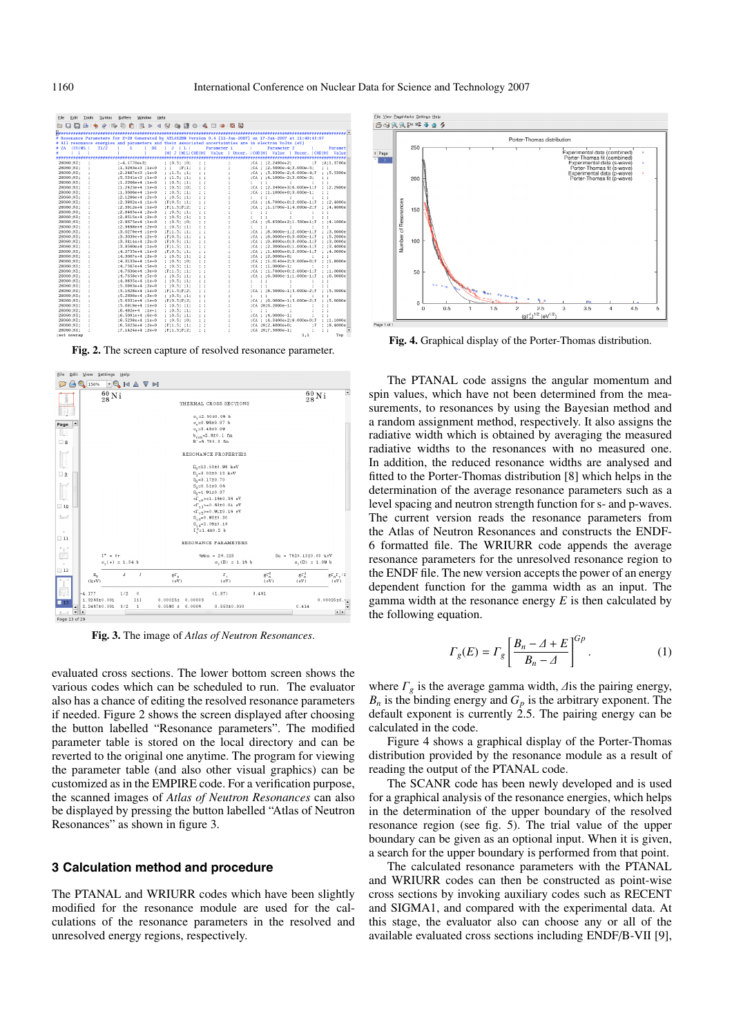Fig. 2. The screen capture of resolved resonance parameter.

Fig. 3. The image of *Atlas of Neutron Resonances*.

Fig. 4. Graphical display of the Porter-Thomas distribution.

evaluated cross sections. The lower bottom screen shows the various codes which can be scheduled to run. The evaluator also has a chance of editing the resolved resonance parameters if needed. Figure 2 shows the screen displayed after choosing the button labelled "Resonance parameters". The modified parameter table is stored on the local directory and can be reverted to the original one anytime. The program for viewing the parameter table (and also other visual graphics) can be customized as in the EMPIRE code. For a verification purpose, the scanned images of *Atlas of Neutron Resonances* can also be displayed by pressing the button labelled "Atlas of Neutron Resonances" as shown in figure 3.

## 3 Calculation method and procedure

The PTANAL and WRIURR codes which have been slightly modified for the resonance module are used for the calculations of the resonance parameters in the resolved and unresolved energy regions, respectively.

The PTANAL code assigns the angular momentum and spin values, which have not been determined from the measurements, to resonances by using the Bayesian method and a random assignment method, respectively. It also assigns the radiative width which is obtained by averaging the measured radiative widths to the resonances with no measured one. In addition, the reduced resonance widths are analysed and fitted to the Porter-Thomas distribution [8] which helps in the determination of the average resonance parameters such as a level spacing and neutron strength function for s- and p-waves. The current version reads the resonance parameters from the Atlas of Neutron Resonances and constructs the ENDF-6 formatted file. The WRIURR code appends the average resonance parameters for the unresolved resonance region to the ENDF file. The new version accepts the power of an energy dependent function for the gamma width as an input. The gamma width at the resonance energy $E$ is then calculated by the following equation.

$$\Gamma_g(E) = \Gamma_g \left[ \frac{B_n - \Delta + E}{B_n - \Delta} \right]^{G_p}. \quad (1)$$

where $\Gamma_g$ is the average gamma width, $\Delta$ is the pairing energy, $B_n$ is the binding energy and $G_p$ is the arbitrary exponent. The default exponent is currently 2.5. The pairing energy can be calculated in the code.

Figure 4 shows a graphical display of the Porter-Thomas distribution provided by the resonance module as a result of reading the output of the PTANAL code.

The SCANR code has been newly developed and is used for a graphical analysis of the resonance energies, which helps in the determination of the upper boundary of the resolved resonance region (see fig. 5). The trial value of the upper boundary can be given as an optional input. When it is given, a search for the upper boundary is performed from that point.

The calculated resonance parameters with the PTANAL and WRIURR codes can then be constructed as point-wise cross sections by invoking auxiliary codes such as RECENT and SIGMA1, and compared with the experimental data. At this stage, the evaluator also can choose any or all of the available evaluated cross sections including ENDF/B-VII [9],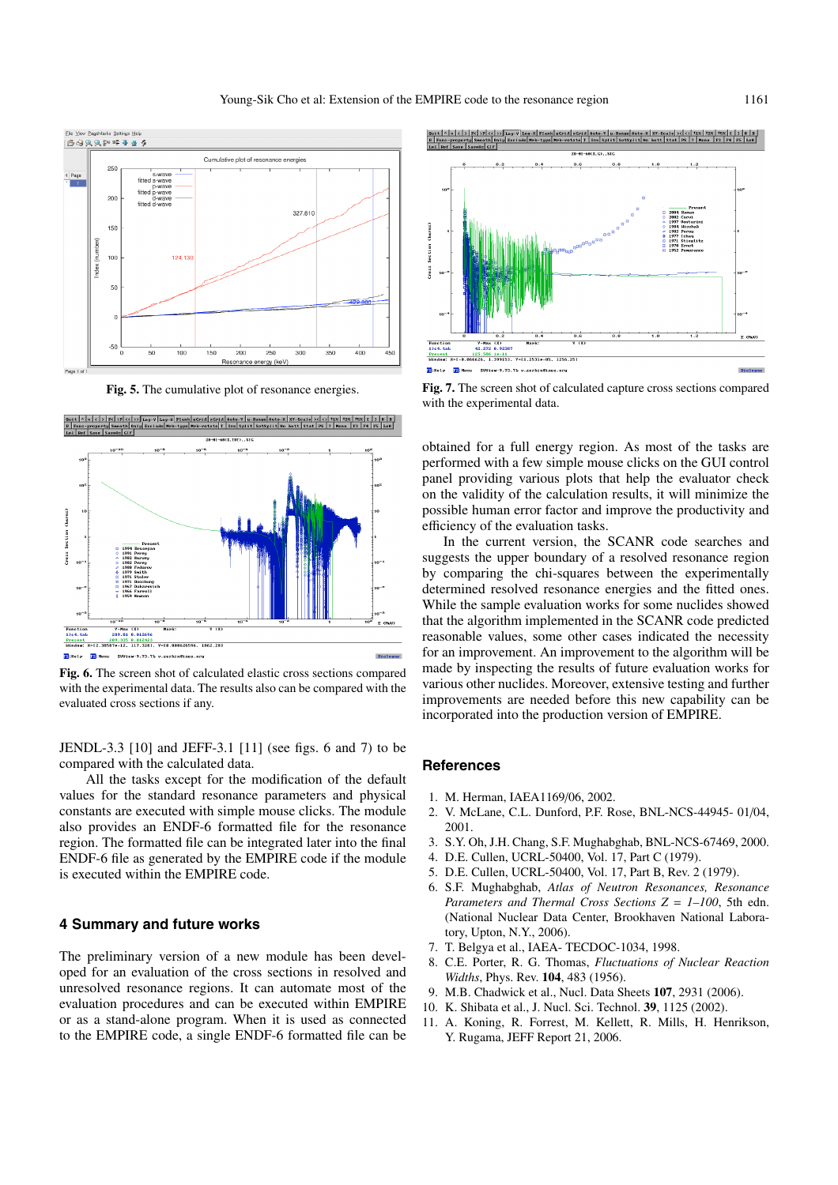Fig. 5. The cumulative plot of resonance energies.

Fig. 6. The screen shot of calculated elastic cross sections compared with the experimental data. The results also can be compared with the evaluated cross sections if any.

JENDL-3.3 [10] and JEFF-3.1 [11] (see figs. 6 and 7) to be compared with the calculated data.

All the tasks except for the modification of the default values for the standard resonance parameters and physical constants are executed with simple mouse clicks. The module also provides an ENDF-6 formatted file for the resonance region. The formatted file can be integrated later into the final ENDF-6 file as generated by the EMPIRE code if the module is executed within the EMPIRE code.

## 4 Summary and future works

The preliminary version of a new module has been developed for an evaluation of the cross sections in resolved and unresolved resonance regions. It can automate most of the evaluation procedures and can be executed within EMPIRE or as a stand-alone program. When it is used as connected to the EMPIRE code, a single ENDF-6 formatted file can be obtained for a full energy region. As most of the tasks are performed with a few simple mouse clicks on the GUI control panel providing various plots that help the evaluator check on the validity of the calculation results, it will minimize the possible human error factor and improve the productivity and efficiency of the evaluation tasks.

In the current version, the SCANR code searches and suggests the upper boundary of a resolved resonance region by comparing the chi-squares between the experimentally determined resolved resonance energies and the fitted ones. While the sample evaluation works for some nuclides showed that the algorithm implemented in the SCANR code predicted reasonable values, some other cases indicated the necessity for an improvement. An improvement to the algorithm will be made by inspecting the results of future evaluation works for various other nuclides. Moreover, extensive testing and further improvements are needed before this new capability can be incorporated into the production version of EMPIRE.

Fig. 7. The screen shot of calculated capture cross sections compared with the experimental data.

## References

1. M. Herman, IAEA1169/06, 2002.
2. V. McLane, C.L. Dunford, P.F. Rose, BNL-NCS-44945- 01/04, 2001.
3. S.Y. Oh, J.H. Chang, S.F. Mughabghab, BNL-NCS-67469, 2000.
4. D.E. Cullen, UCRL-50400, Vol. 17, Part C (1979).
5. D.E. Cullen, UCRL-50400, Vol. 17, Part B, Rev. 2 (1979).
6. S.F. Mughabghab, *Atlas of Neutron Resonances, Resonance Parameters and Thermal Cross Sections Z = 1–100*, 5th edn. (National Nuclear Data Center, Brookhaven National Laboratory, Upton, N.Y., 2006).
7. T. Belgya et al., IAEA- TECDOC-1034, 1998.
8. C.E. Porter, R. G. Thomas, *Fluctuations of Nuclear Reaction Widths*, Phys. Rev. **104**, 483 (1956).
9. M.B. Chadwick et al., Nucl. Data Sheets **107**, 2931 (2006).
10. K. Shibata et al., J. Nucl. Sci. Technol. **39**, 1125 (2002).
11. A. Koning, R. Forrest, M. Kellett, R. Mills, H. Henrikson, Y. Rugama, JEFF Report 21, 2006.